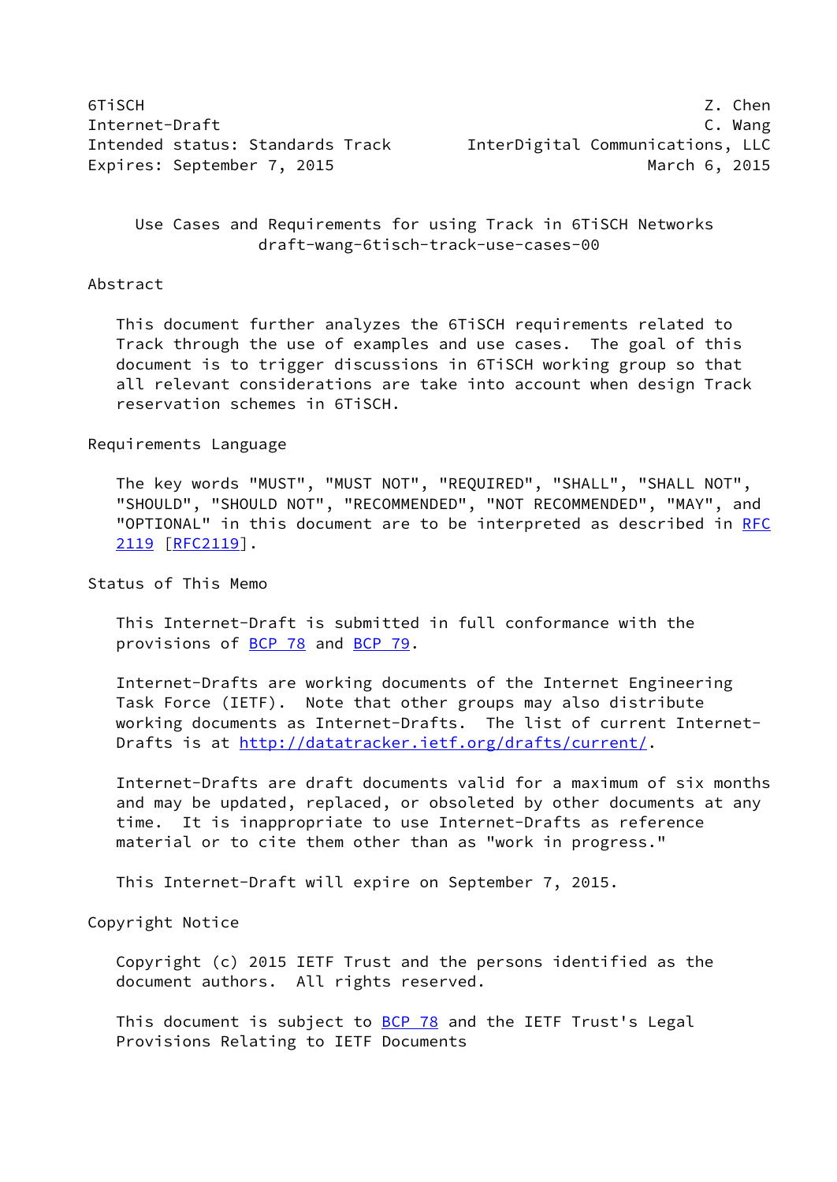6TiSCH Z. Chen
Internet-Draft C. Wang
Intended status: Standards Track InterDigital Communications, LLC
Expires: September 7, 2015 March 6, 2015

# Use Cases and Requirements for using Track in 6TiSCH Networks
draft-wang-6tisch-track-use-cases-00

## Abstract

This document further analyzes the 6TiSCH requirements related to Track through the use of examples and use cases. The goal of this document is to trigger discussions in 6TiSCH working group so that all relevant considerations are take into account when design Track reservation schemes in 6TiSCH.

## Requirements Language

The key words "MUST", "MUST NOT", "REQUIRED", "SHALL", "SHALL NOT", "SHOULD", "SHOULD NOT", "RECOMMENDED", "NOT RECOMMENDED", "MAY", and "OPTIONAL" in this document are to be interpreted as described in RFC 2119 [RFC2119].

## Status of This Memo

This Internet-Draft is submitted in full conformance with the provisions of BCP 78 and BCP 79.

Internet-Drafts are working documents of the Internet Engineering Task Force (IETF). Note that other groups may also distribute working documents as Internet-Drafts. The list of current Internet-Drafts is at http://datatracker.ietf.org/drafts/current/.

Internet-Drafts are draft documents valid for a maximum of six months and may be updated, replaced, or obsoleted by other documents at any time. It is inappropriate to use Internet-Drafts as reference material or to cite them other than as "work in progress."

This Internet-Draft will expire on September 7, 2015.

## Copyright Notice

Copyright (c) 2015 IETF Trust and the persons identified as the document authors. All rights reserved.

This document is subject to BCP 78 and the IETF Trust's Legal Provisions Relating to IETF Documents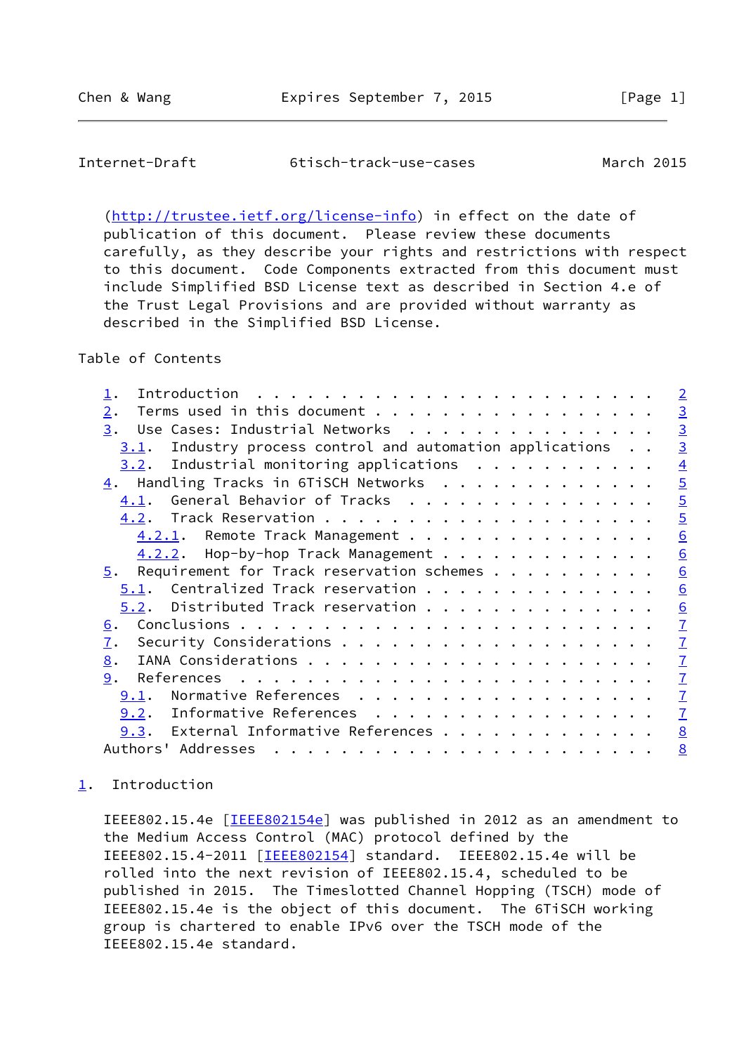(http://trustee.ietf.org/license-info) in effect on the date of publication of this document. Please review these documents carefully, as they describe your rights and restrictions with respect to this document. Code Components extracted from this document must include Simplified BSD License text as described in Section 4.e of the Trust Legal Provisions and are provided without warranty as described in the Simplified BSD License.

## Table of Contents

- 1. Introduction . . . . . . . . . . . . . . . . . . . . . . . . 2
- 2. Terms used in this document . . . . . . . . . . . . . . . . . 3
- 3. Use Cases: Industrial Networks . . . . . . . . . . . . . . . 3
  - 3.1. Industry process control and automation applications . . 3
  - 3.2. Industrial monitoring applications . . . . . . . . . . . 4
- 4. Handling Tracks in 6TiSCH Networks . . . . . . . . . . . . . 5
  - 4.1. General Behavior of Tracks . . . . . . . . . . . . . . . 5
  - 4.2. Track Reservation . . . . . . . . . . . . . . . . . . . . 5
    - 4.2.1. Remote Track Management . . . . . . . . . . . . . . . 6
    - 4.2.2. Hop-by-hop Track Management . . . . . . . . . . . . . 6
- 5. Requirement for Track reservation schemes . . . . . . . . . . 6
  - 5.1. Centralized Track reservation . . . . . . . . . . . . . . 6
  - 5.2. Distributed Track reservation . . . . . . . . . . . . . . 6
- 6. Conclusions . . . . . . . . . . . . . . . . . . . . . . . . . 7
- 7. Security Considerations . . . . . . . . . . . . . . . . . . . 7
- 8. IANA Considerations . . . . . . . . . . . . . . . . . . . . . 7
- 9. References . . . . . . . . . . . . . . . . . . . . . . . . . 7
  - 9.1. Normative References . . . . . . . . . . . . . . . . . . 7
  - 9.2. Informative References . . . . . . . . . . . . . . . . . 7
  - 9.3. External Informative References . . . . . . . . . . . . . 8
- Authors' Addresses . . . . . . . . . . . . . . . . . . . . . . . . 8

## 1. Introduction

IEEE802.15.4e [IEEE802154e] was published in 2012 as an amendment to the Medium Access Control (MAC) protocol defined by the IEEE802.15.4-2011 [IEEE802154] standard. IEEE802.15.4e will be rolled into the next revision of IEEE802.15.4, scheduled to be published in 2015. The Timeslotted Channel Hopping (TSCH) mode of IEEE802.15.4e is the object of this document. The 6TiSCH working group is chartered to enable IPv6 over the TSCH mode of the IEEE802.15.4e standard.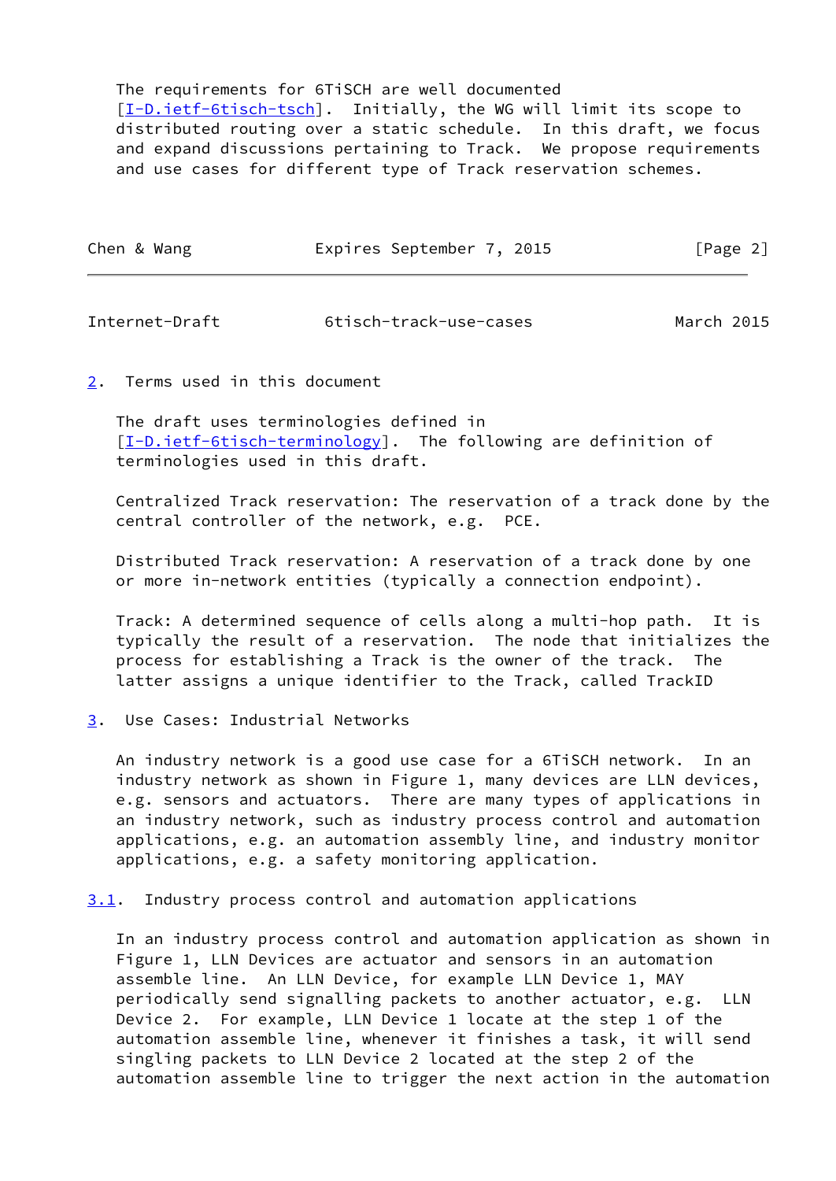The requirements for 6TiSCH are well documented [I-D.ietf-6tisch-tsch]. Initially, the WG will limit its scope to distributed routing over a static schedule. In this draft, we focus and expand discussions pertaining to Track. We propose requirements and use cases for different type of Track reservation schemes.

## 2. Terms used in this document

The draft uses terminologies defined in [I-D.ietf-6tisch-terminology]. The following are definition of terminologies used in this draft.

Centralized Track reservation: The reservation of a track done by the central controller of the network, e.g. PCE.

Distributed Track reservation: A reservation of a track done by one or more in-network entities (typically a connection endpoint).

Track: A determined sequence of cells along a multi-hop path. It is typically the result of a reservation. The node that initializes the process for establishing a Track is the owner of the track. The latter assigns a unique identifier to the Track, called TrackID

## 3. Use Cases: Industrial Networks

An industry network is a good use case for a 6TiSCH network. In an industry network as shown in Figure 1, many devices are LLN devices, e.g. sensors and actuators. There are many types of applications in an industry network, such as industry process control and automation applications, e.g. an automation assembly line, and industry monitor applications, e.g. a safety monitoring application.

### 3.1. Industry process control and automation applications

In an industry process control and automation application as shown in Figure 1, LLN Devices are actuator and sensors in an automation assemble line. An LLN Device, for example LLN Device 1, MAY periodically send signalling packets to another actuator, e.g. LLN Device 2. For example, LLN Device 1 locate at the step 1 of the automation assemble line, whenever it finishes a task, it will send singling packets to LLN Device 2 located at the step 2 of the automation assemble line to trigger the next action in the automation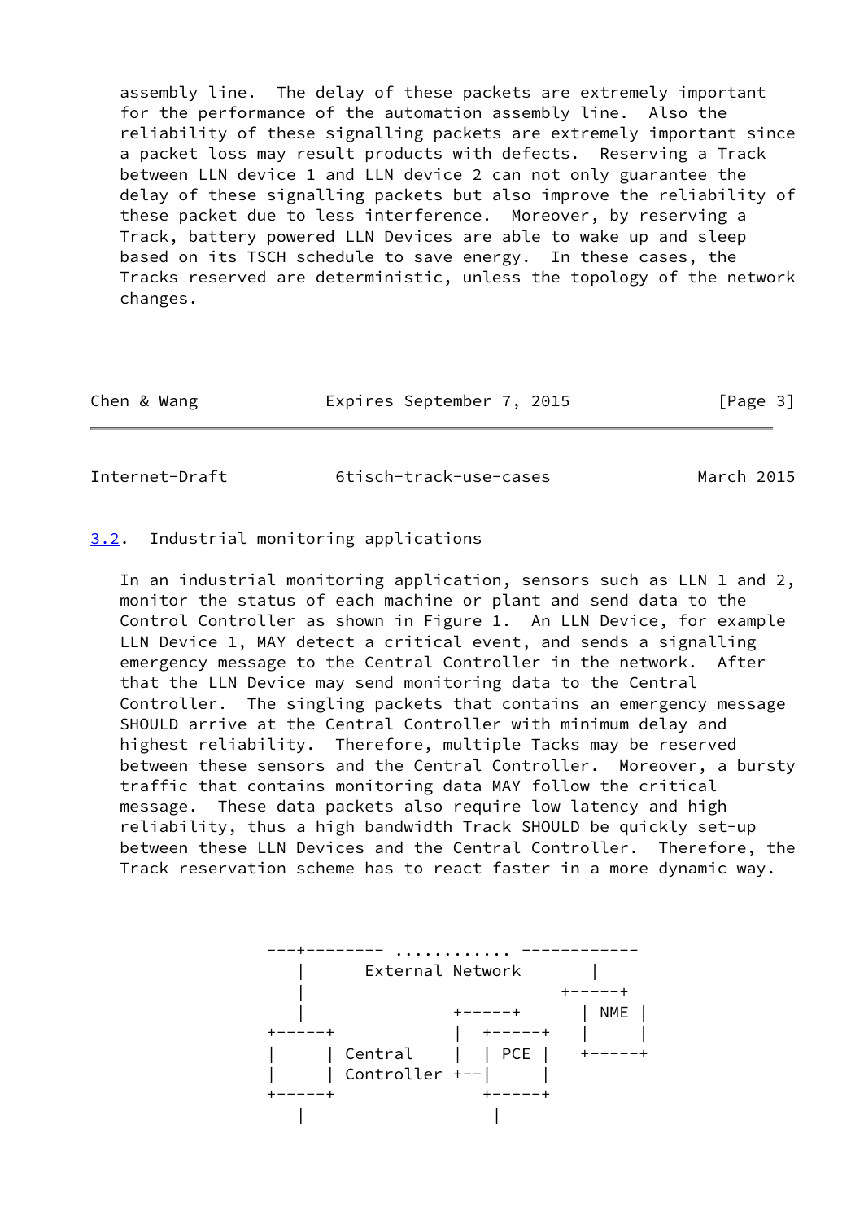assembly line. The delay of these packets are extremely important for the performance of the automation assembly line. Also the reliability of these signalling packets are extremely important since a packet loss may result products with defects. Reserving a Track between LLN device 1 and LLN device 2 can not only guarantee the delay of these signalling packets but also improve the reliability of these packet due to less interference. Moreover, by reserving a Track, battery powered LLN Devices are able to wake up and sleep based on its TSCH schedule to save energy. In these cases, the Tracks reserved are deterministic, unless the topology of the network changes.

### 3.2. Industrial monitoring applications

In an industrial monitoring application, sensors such as LLN 1 and 2, monitor the status of each machine or plant and send data to the Control Controller as shown in Figure 1. An LLN Device, for example LLN Device 1, MAY detect a critical event, and sends a signalling emergency message to the Central Controller in the network. After that the LLN Device may send monitoring data to the Central Controller. The singling packets that contains an emergency message SHOULD arrive at the Central Controller with minimum delay and highest reliability. Therefore, multiple Tacks may be reserved between these sensors and the Central Controller. Moreover, a bursty traffic that contains monitoring data MAY follow the critical message. These data packets also require low latency and high reliability, thus a high bandwidth Track SHOULD be quickly set-up between these LLN Devices and the Central Controller. Therefore, the Track reservation scheme has to react faster in a more dynamic way.

```
   ---+-------- ............ ------------
      |      External Network       |
      |                          +-----+
      |                +-----+   | NME |
   +-----+             |  +-----+   |     |
   |     | Central     |  | PCE |   +-----+
   |     | Controller  +--|     |
   +-----+                +-----+
      |                      |
```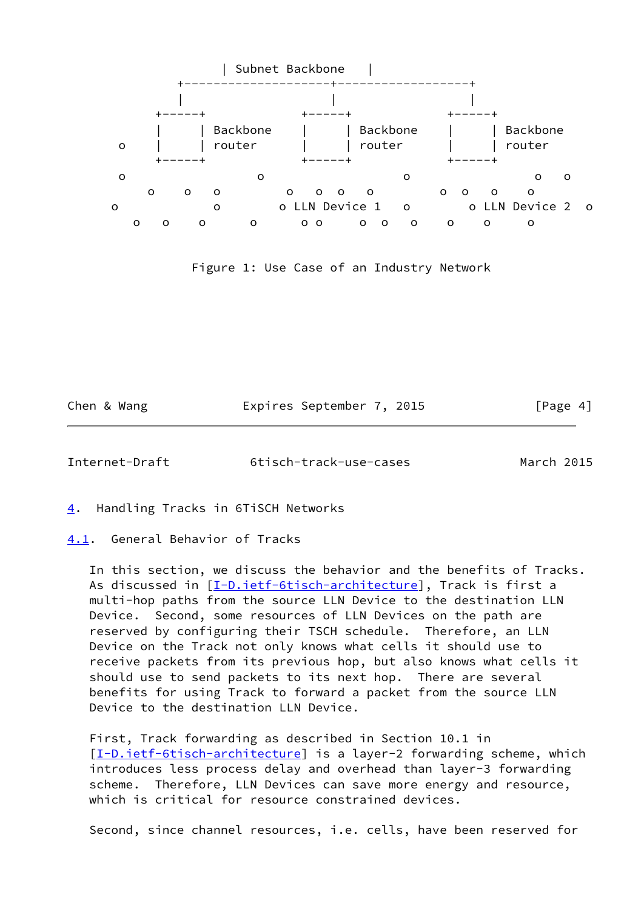```
                 | Subnet Backbone   |
           +--------------------+------------------+
           |                    |                  |
        +-----+              +-----+            +-----+
        |     | Backbone     |     | Backbone   |     | Backbone
   o    |     | router       |     | router     |     | router
        +-----+              +-----+            +-----+
   o                  o                   o                 o   o
      o    o   o         o   o   o   o        o  o   o    o
  o            o       o LLN Device 1   o       o LLN Device 2   o
     o   o    o      o     o o    o  o   o    o    o     o
```

Figure 1: Use Case of an Industry Network

## 4. Handling Tracks in 6TiSCH Networks

### 4.1. General Behavior of Tracks

In this section, we discuss the behavior and the benefits of Tracks. As discussed in [I-D.ietf-6tisch-architecture], Track is first a multi-hop paths from the source LLN Device to the destination LLN Device. Second, some resources of LLN Devices on the path are reserved by configuring their TSCH schedule. Therefore, an LLN Device on the Track not only knows what cells it should use to receive packets from its previous hop, but also knows what cells it should use to send packets to its next hop. There are several benefits for using Track to forward a packet from the source LLN Device to the destination LLN Device.

First, Track forwarding as described in Section 10.1 in [I-D.ietf-6tisch-architecture] is a layer-2 forwarding scheme, which introduces less process delay and overhead than layer-3 forwarding scheme. Therefore, LLN Devices can save more energy and resource, which is critical for resource constrained devices.

Second, since channel resources, i.e. cells, have been reserved for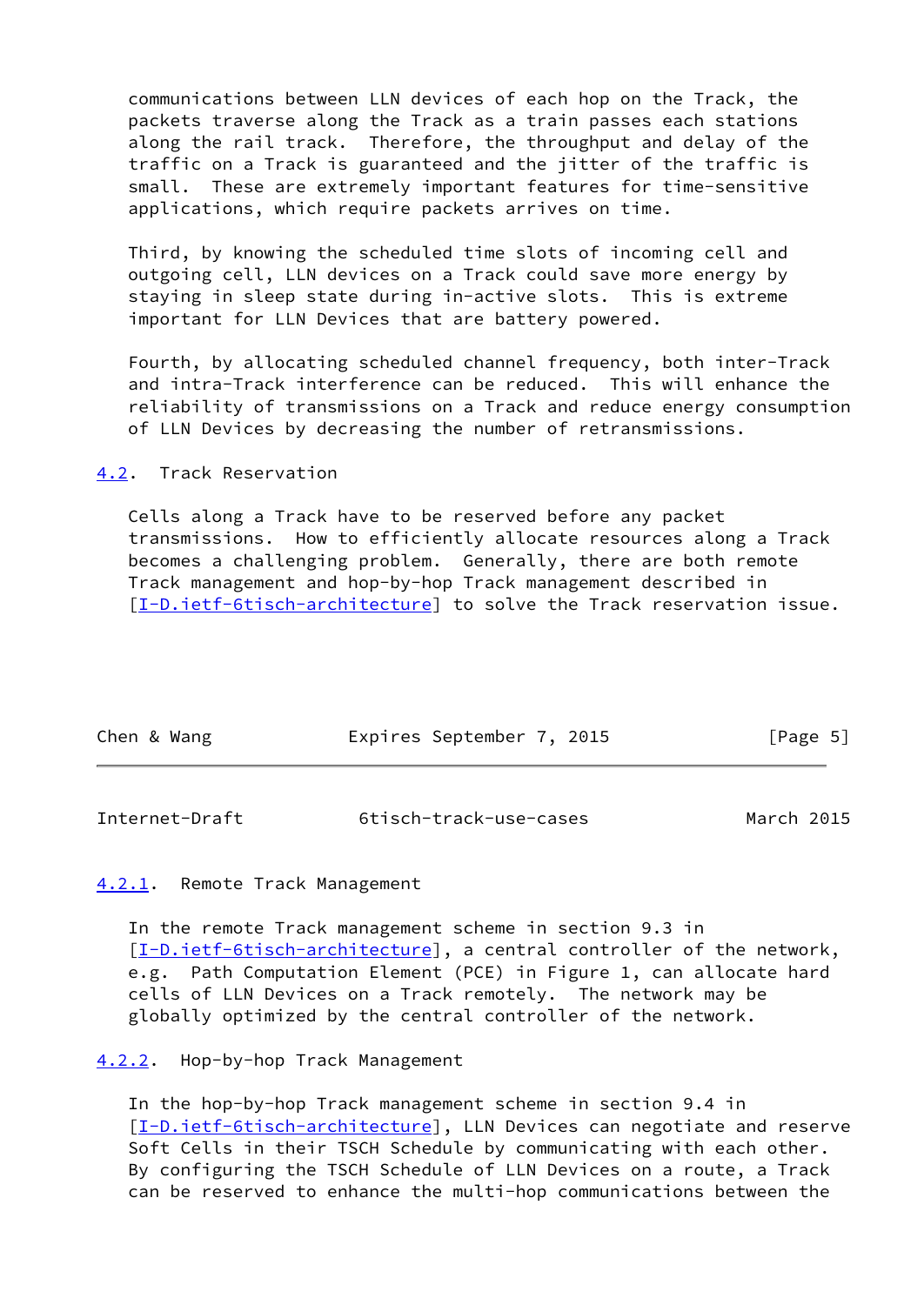communications between LLN devices of each hop on the Track, the packets traverse along the Track as a train passes each stations along the rail track. Therefore, the throughput and delay of the traffic on a Track is guaranteed and the jitter of the traffic is small. These are extremely important features for time-sensitive applications, which require packets arrives on time.

Third, by knowing the scheduled time slots of incoming cell and outgoing cell, LLN devices on a Track could save more energy by staying in sleep state during in-active slots. This is extreme important for LLN Devices that are battery powered.

Fourth, by allocating scheduled channel frequency, both inter-Track and intra-Track interference can be reduced. This will enhance the reliability of transmissions on a Track and reduce energy consumption of LLN Devices by decreasing the number of retransmissions.

### 4.2. Track Reservation

Cells along a Track have to be reserved before any packet transmissions. How to efficiently allocate resources along a Track becomes a challenging problem. Generally, there are both remote Track management and hop-by-hop Track management described in [I-D.ietf-6tisch-architecture] to solve the Track reservation issue.

#### 4.2.1. Remote Track Management

In the remote Track management scheme in section 9.3 in [I-D.ietf-6tisch-architecture], a central controller of the network, e.g. Path Computation Element (PCE) in Figure 1, can allocate hard cells of LLN Devices on a Track remotely. The network may be globally optimized by the central controller of the network.

#### 4.2.2. Hop-by-hop Track Management

In the hop-by-hop Track management scheme in section 9.4 in [I-D.ietf-6tisch-architecture], LLN Devices can negotiate and reserve Soft Cells in their TSCH Schedule by communicating with each other. By configuring the TSCH Schedule of LLN Devices on a route, a Track can be reserved to enhance the multi-hop communications between the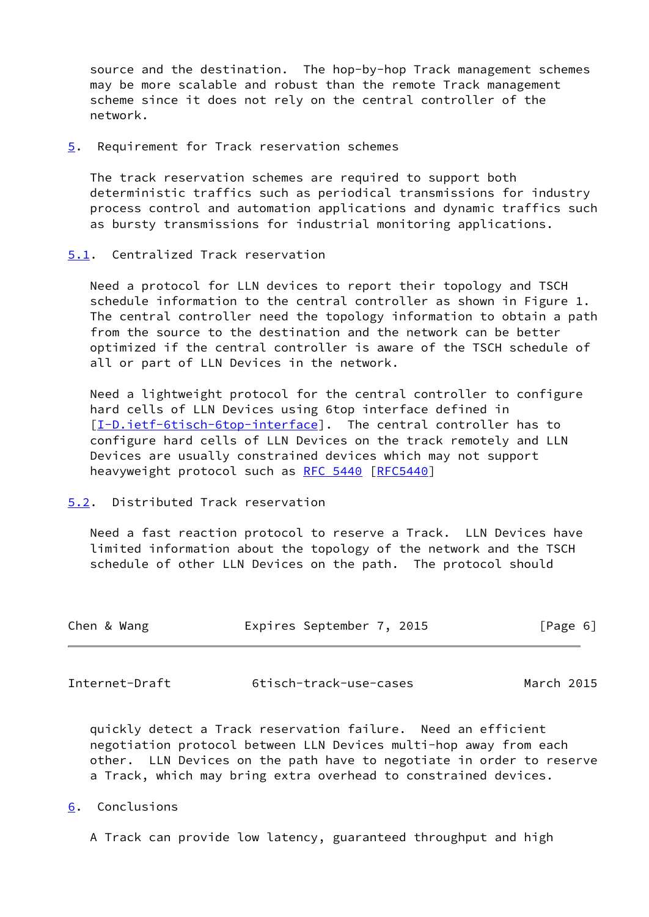source and the destination. The hop-by-hop Track management schemes may be more scalable and robust than the remote Track management scheme since it does not rely on the central controller of the network.

## 5. Requirement for Track reservation schemes

The track reservation schemes are required to support both deterministic traffics such as periodical transmissions for industry process control and automation applications and dynamic traffics such as bursty transmissions for industrial monitoring applications.

### 5.1. Centralized Track reservation

Need a protocol for LLN devices to report their topology and TSCH schedule information to the central controller as shown in Figure 1. The central controller need the topology information to obtain a path from the source to the destination and the network can be better optimized if the central controller is aware of the TSCH schedule of all or part of LLN Devices in the network.

Need a lightweight protocol for the central controller to configure hard cells of LLN Devices using 6top interface defined in [I-D.ietf-6tisch-6top-interface]. The central controller has to configure hard cells of LLN Devices on the track remotely and LLN Devices are usually constrained devices which may not support heavyweight protocol such as RFC 5440 [RFC5440]

### 5.2. Distributed Track reservation

Need a fast reaction protocol to reserve a Track. LLN Devices have limited information about the topology of the network and the TSCH schedule of other LLN Devices on the path. The protocol should quickly detect a Track reservation failure. Need an efficient negotiation protocol between LLN Devices multi-hop away from each other. LLN Devices on the path have to negotiate in order to reserve a Track, which may bring extra overhead to constrained devices.

## 6. Conclusions

A Track can provide low latency, guaranteed throughput and high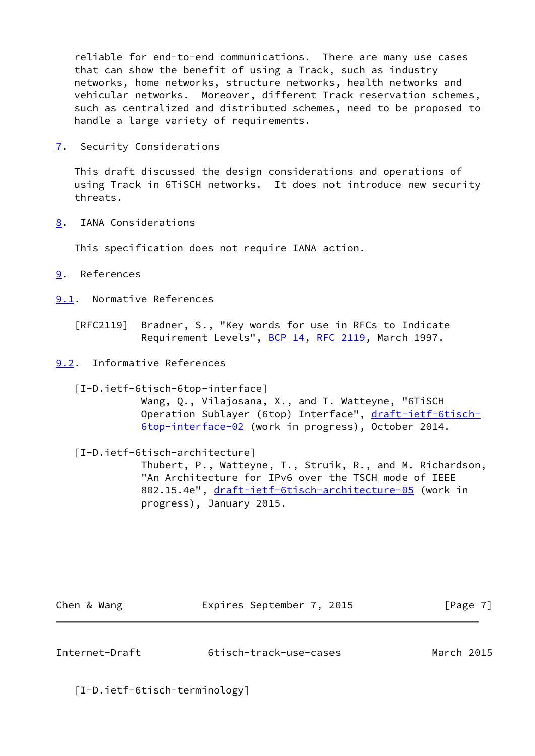reliable for end-to-end communications. There are many use cases that can show the benefit of using a Track, such as industry networks, home networks, structure networks, health networks and vehicular networks. Moreover, different Track reservation schemes, such as centralized and distributed schemes, need to be proposed to handle a large variety of requirements.

## 7. Security Considerations

This draft discussed the design considerations and operations of using Track in 6TiSCH networks. It does not introduce new security threats.

## 8. IANA Considerations

This specification does not require IANA action.

## 9. References

### 9.1. Normative References

[RFC2119] Bradner, S., "Key words for use in RFCs to Indicate Requirement Levels", BCP 14, RFC 2119, March 1997.

### 9.2. Informative References

[I-D.ietf-6tisch-6top-interface]
Wang, Q., Vilajosana, X., and T. Watteyne, "6TiSCH Operation Sublayer (6top) Interface", draft-ietf-6tisch-6top-interface-02 (work in progress), October 2014.

[I-D.ietf-6tisch-architecture]
Thubert, P., Watteyne, T., Struik, R., and M. Richardson, "An Architecture for IPv6 over the TSCH mode of IEEE 802.15.4e", draft-ietf-6tisch-architecture-05 (work in progress), January 2015.

[I-D.ietf-6tisch-terminology]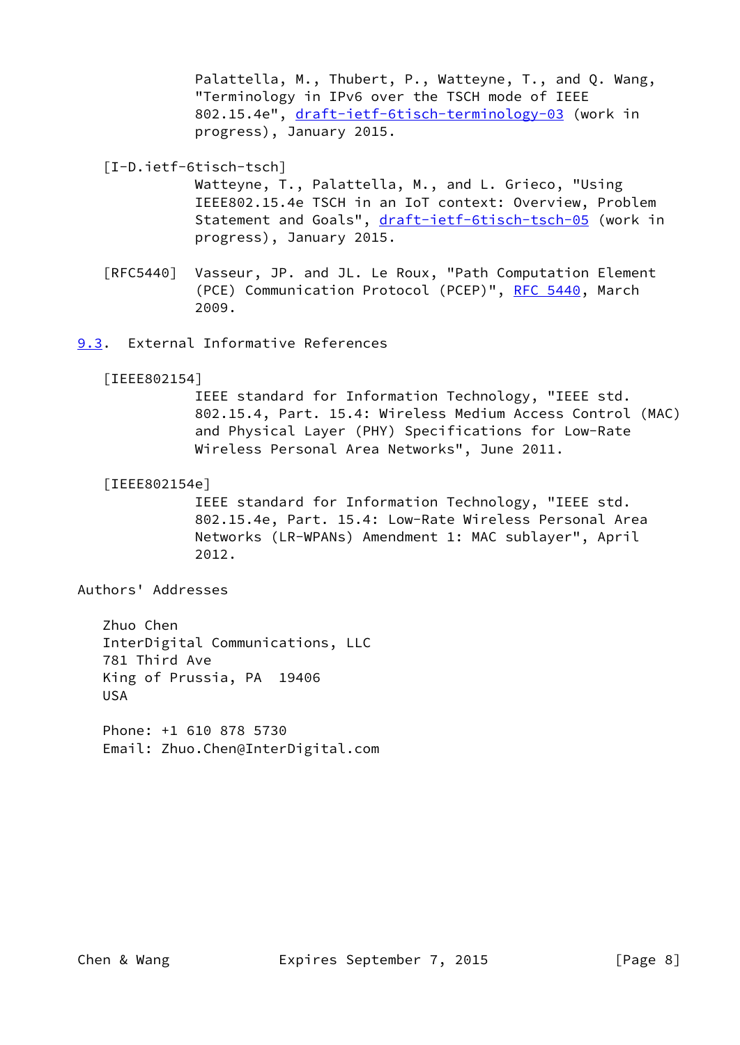Palattella, M., Thubert, P., Watteyne, T., and Q. Wang, "Terminology in IPv6 over the TSCH mode of IEEE 802.15.4e", draft-ietf-6tisch-terminology-03 (work in progress), January 2015.

[I-D.ietf-6tisch-tsch]
Watteyne, T., Palattella, M., and L. Grieco, "Using IEEE802.15.4e TSCH in an IoT context: Overview, Problem Statement and Goals", draft-ietf-6tisch-tsch-05 (work in progress), January 2015.

[RFC5440] Vasseur, JP. and JL. Le Roux, "Path Computation Element (PCE) Communication Protocol (PCEP)", RFC 5440, March 2009.

## 9.3. External Informative References

[IEEE802154]
IEEE standard for Information Technology, "IEEE std. 802.15.4, Part. 15.4: Wireless Medium Access Control (MAC) and Physical Layer (PHY) Specifications for Low-Rate Wireless Personal Area Networks", June 2011.

[IEEE802154e]
IEEE standard for Information Technology, "IEEE std. 802.15.4e, Part. 15.4: Low-Rate Wireless Personal Area Networks (LR-WPANs) Amendment 1: MAC sublayer", April 2012.

# Authors' Addresses

Zhuo Chen
InterDigital Communications, LLC
781 Third Ave
King of Prussia, PA 19406
USA

Phone: +1 610 878 5730
Email: Zhuo.Chen@InterDigital.com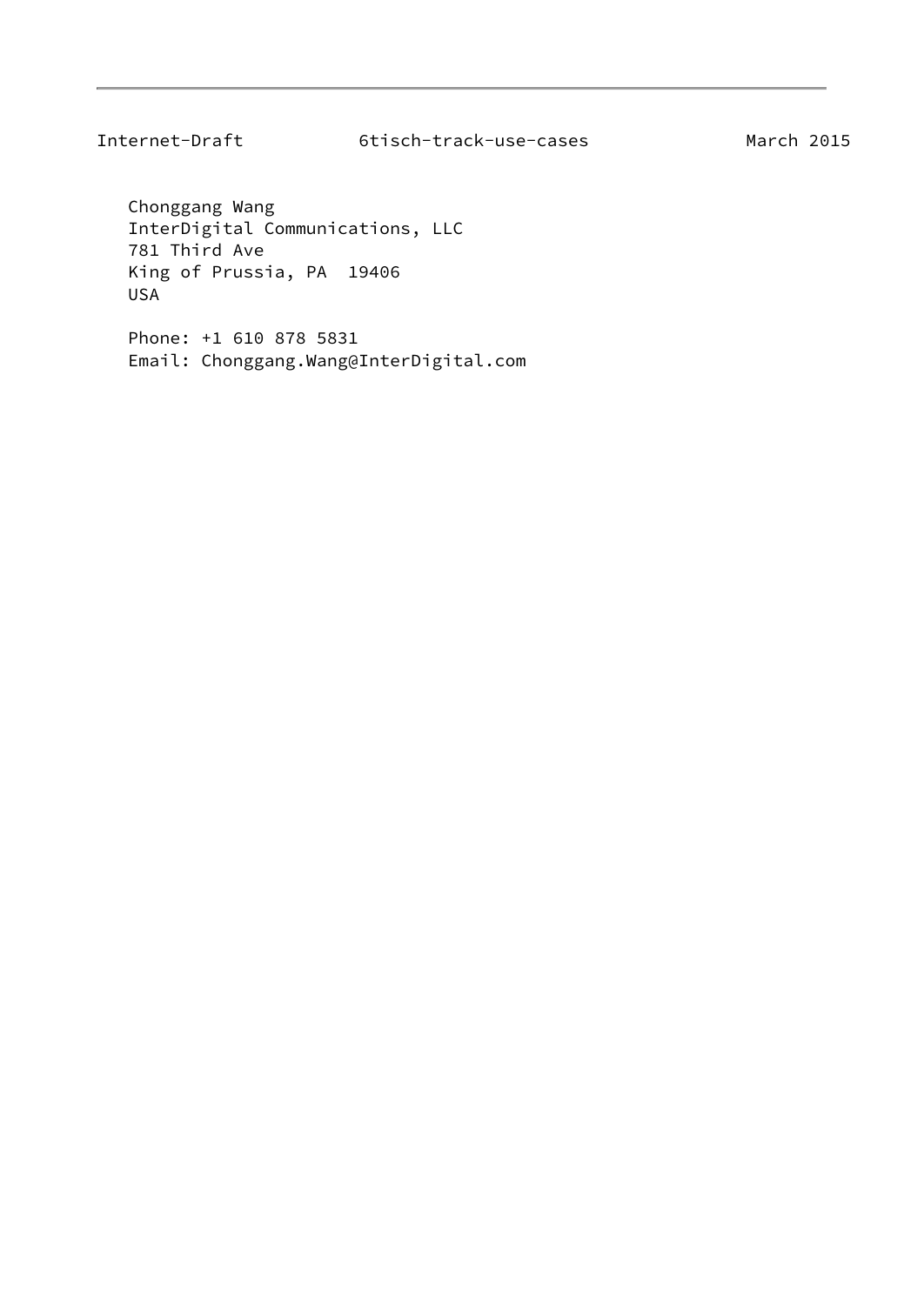Chonggang Wang
InterDigital Communications, LLC
781 Third Ave
King of Prussia, PA  19406
USA

Phone: +1 610 878 5831
Email: Chonggang.Wang@InterDigital.com